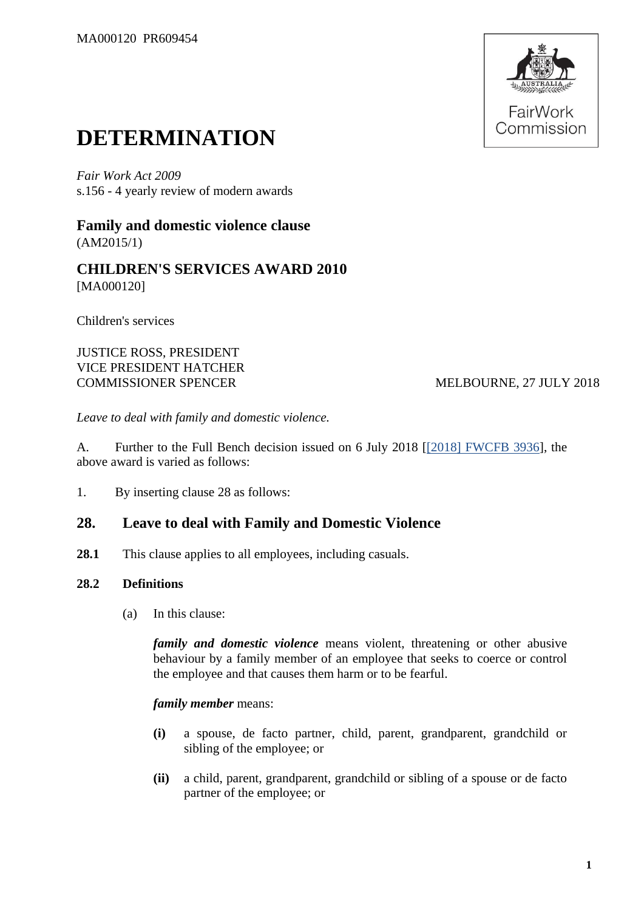MA000120 PR609454

# DETERMINATION

*Fair Work Act 2009*
s.156 - 4 yearly review of modern awards

**Family and domestic violence clause**
(AM2015/1)

**CHILDREN'S SERVICES AWARD 2010**
[MA000120]

Children's services

JUSTICE ROSS, PRESIDENT
VICE PRESIDENT HATCHER
COMMISSIONER SPENCER

MELBOURNE, 27 JULY 2018

*Leave to deal with family and domestic violence.*

A. Further to the Full Bench decision issued on 6 July 2018 [[2018] FWCFB 3936], the above award is varied as follows:

1. By inserting clause 28 as follows:

## 28. Leave to deal with Family and Domestic Violence

**28.1** This clause applies to all employees, including casuals.

**28.2 Definitions**

(a) In this clause:

***family and domestic violence*** means violent, threatening or other abusive behaviour by a family member of an employee that seeks to coerce or control the employee and that causes them harm or to be fearful.

***family member*** means:

**(i)** a spouse, de facto partner, child, parent, grandparent, grandchild or sibling of the employee; or

**(ii)** a child, parent, grandparent, grandchild or sibling of a spouse or de facto partner of the employee; or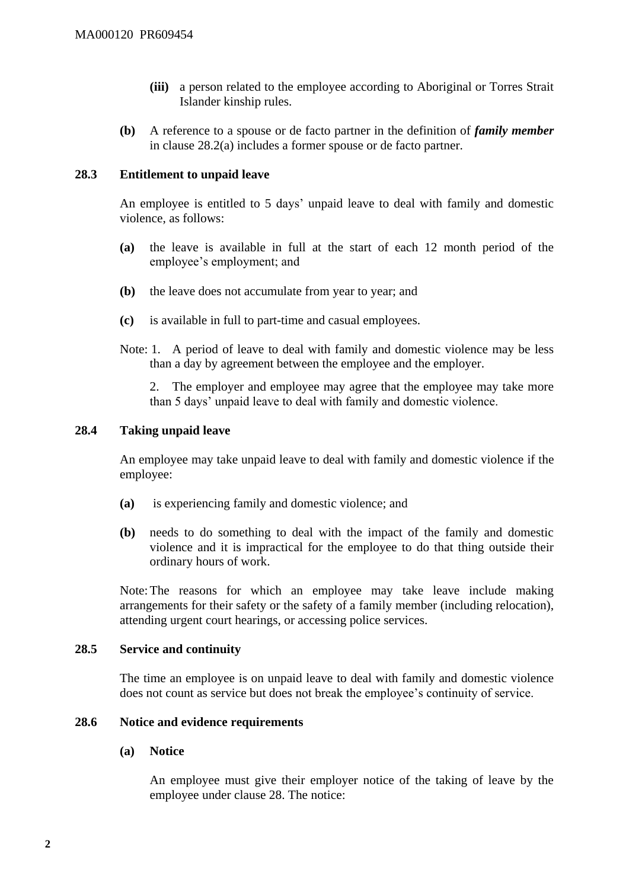**(iii)** a person related to the employee according to Aboriginal or Torres Strait Islander kinship rules.

**(b)** A reference to a spouse or de facto partner in the definition of ***family member*** in clause 28.2(a) includes a former spouse or de facto partner.

### 28.3 Entitlement to unpaid leave

An employee is entitled to 5 days' unpaid leave to deal with family and domestic violence, as follows:

**(a)** the leave is available in full at the start of each 12 month period of the employee's employment; and

**(b)** the leave does not accumulate from year to year; and

**(c)** is available in full to part-time and casual employees.

Note: 1. A period of leave to deal with family and domestic violence may be less than a day by agreement between the employee and the employer.

2. The employer and employee may agree that the employee may take more than 5 days' unpaid leave to deal with family and domestic violence.

### 28.4 Taking unpaid leave

An employee may take unpaid leave to deal with family and domestic violence if the employee:

**(a)** is experiencing family and domestic violence; and

**(b)** needs to do something to deal with the impact of the family and domestic violence and it is impractical for the employee to do that thing outside their ordinary hours of work.

Note: The reasons for which an employee may take leave include making arrangements for their safety or the safety of a family member (including relocation), attending urgent court hearings, or accessing police services.

### 28.5 Service and continuity

The time an employee is on unpaid leave to deal with family and domestic violence does not count as service but does not break the employee's continuity of service.

### 28.6 Notice and evidence requirements

**(a) Notice**

An employee must give their employer notice of the taking of leave by the employee under clause 28. The notice: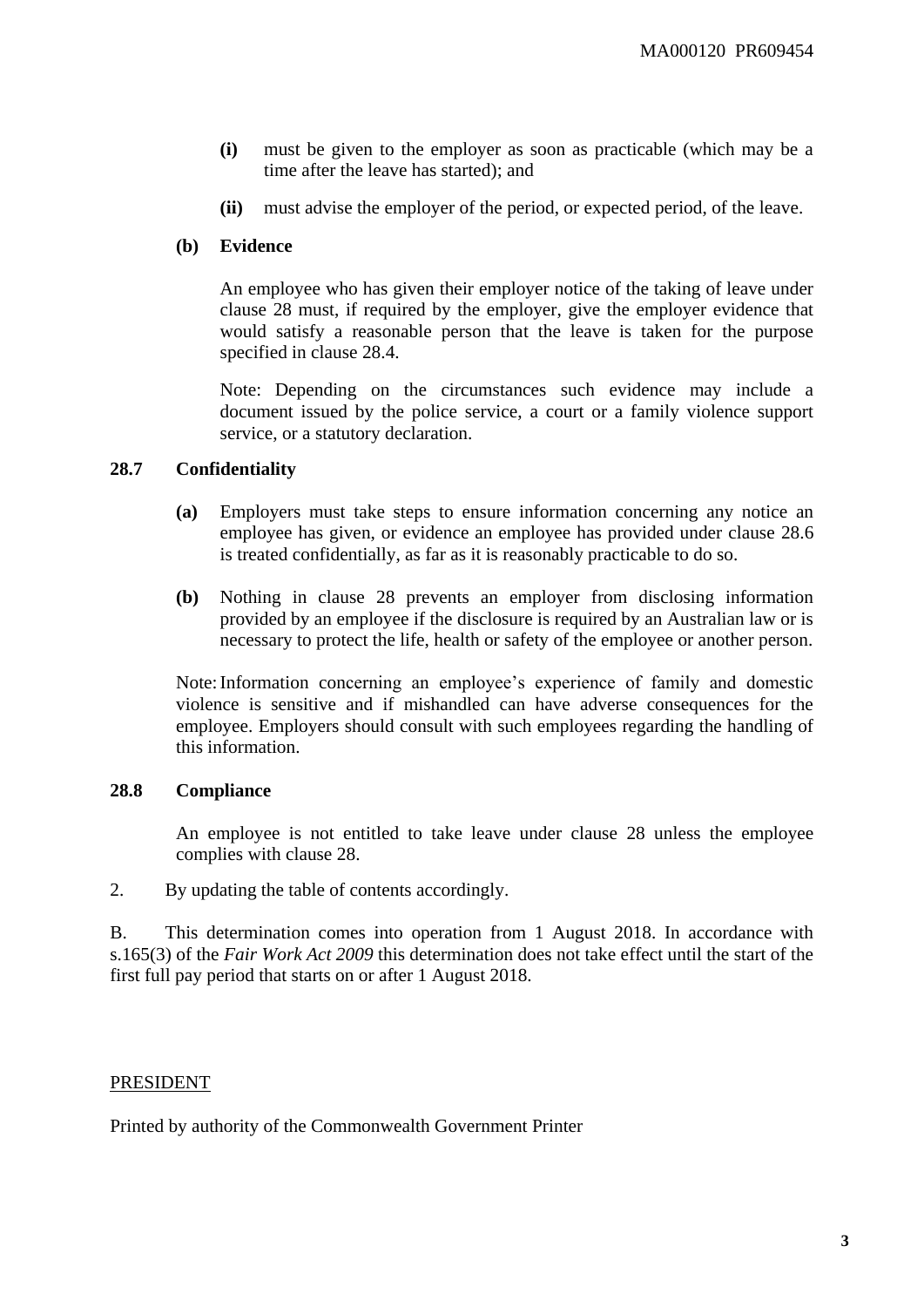**(i)** must be given to the employer as soon as practicable (which may be a time after the leave has started); and

**(ii)** must advise the employer of the period, or expected period, of the leave.

**(b) Evidence**

An employee who has given their employer notice of the taking of leave under clause 28 must, if required by the employer, give the employer evidence that would satisfy a reasonable person that the leave is taken for the purpose specified in clause 28.4.

Note: Depending on the circumstances such evidence may include a document issued by the police service, a court or a family violence support service, or a statutory declaration.

**28.7 Confidentiality**

**(a)** Employers must take steps to ensure information concerning any notice an employee has given, or evidence an employee has provided under clause 28.6 is treated confidentially, as far as it is reasonably practicable to do so.

**(b)** Nothing in clause 28 prevents an employer from disclosing information provided by an employee if the disclosure is required by an Australian law or is necessary to protect the life, health or safety of the employee or another person.

Note: Information concerning an employee's experience of family and domestic violence is sensitive and if mishandled can have adverse consequences for the employee. Employers should consult with such employees regarding the handling of this information.

**28.8 Compliance**

An employee is not entitled to take leave under clause 28 unless the employee complies with clause 28.

2. By updating the table of contents accordingly.

B. This determination comes into operation from 1 August 2018. In accordance with s.165(3) of the *Fair Work Act 2009* this determination does not take effect until the start of the first full pay period that starts on or after 1 August 2018.

PRESIDENT

Printed by authority of the Commonwealth Government Printer